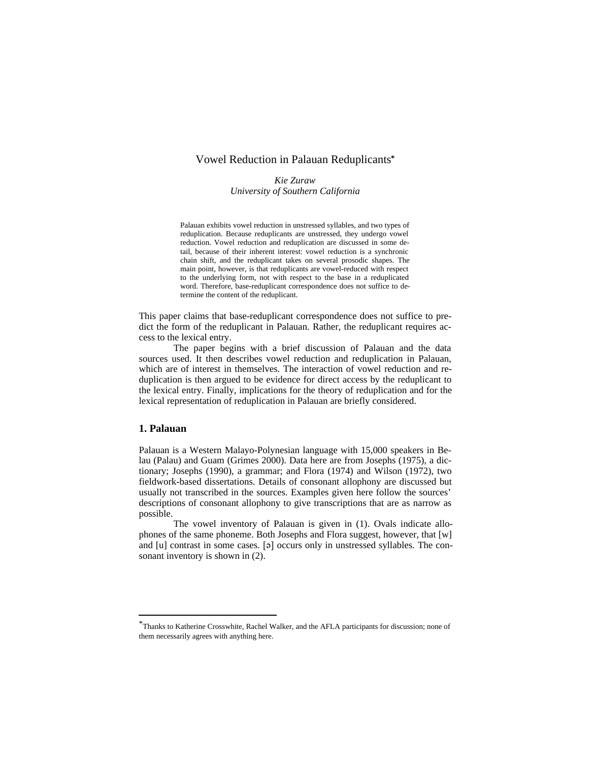# Vowel Reduction in Palauan Reduplicants*

*Kie Zuraw*
*University of Southern California*

> Palauan exhibits vowel reduction in unstressed syllables, and two types of reduplication. Because reduplicants are unstressed, they undergo vowel reduction. Vowel reduction and reduplication are discussed in some detail, because of their inherent interest: vowel reduction is a synchronic chain shift, and the reduplicant takes on several prosodic shapes. The main point, however, is that reduplicants are vowel-reduced with respect to the underlying form, not with respect to the base in a reduplicated word. Therefore, base-reduplicant correspondence does not suffice to determine the content of the reduplicant.

This paper claims that base-reduplicant correspondence does not suffice to predict the form of the reduplicant in Palauan. Rather, the reduplicant requires access to the lexical entry.

The paper begins with a brief discussion of Palauan and the data sources used. It then describes vowel reduction and reduplication in Palauan, which are of interest in themselves. The interaction of vowel reduction and reduplication is then argued to be evidence for direct access by the reduplicant to the lexical entry. Finally, implications for the theory of reduplication and for the lexical representation of reduplication in Palauan are briefly considered.

## 1. Palauan

Palauan is a Western Malayo-Polynesian language with 15,000 speakers in Belau (Palau) and Guam (Grimes 2000). Data here are from Josephs (1975), a dictionary; Josephs (1990), a grammar; and Flora (1974) and Wilson (1972), two fieldwork-based dissertations. Details of consonant allophony are discussed but usually not transcribed in the sources. Examples given here follow the sources' descriptions of consonant allophony to give transcriptions that are as narrow as possible.

The vowel inventory of Palauan is given in (1). Ovals indicate allophones of the same phoneme. Both Josephs and Flora suggest, however, that [w] and [u] contrast in some cases. [ə] occurs only in unstressed syllables. The consonant inventory is shown in (2).

---

*Thanks to Katherine Crosswhite, Rachel Walker, and the AFLA participants for discussion; none of them necessarily agrees with anything here.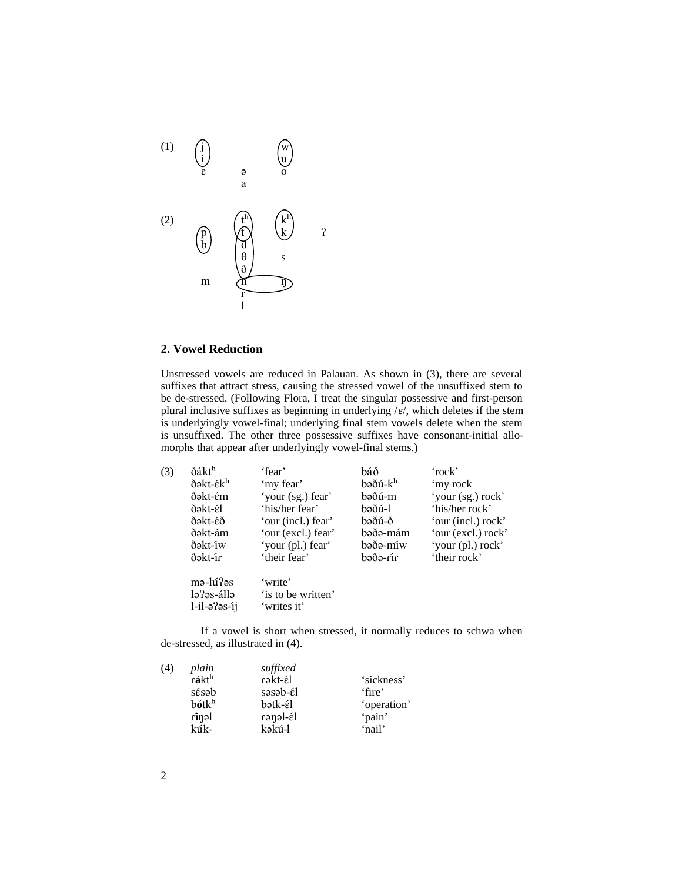(1)

| j | | w |
|---|---|---|
| i | | u |
| ɛ | ə | o |
| | a | |

(2)

| | tʰ | kʰ | |
|---|---|---|---|
| p | t | k | ʔ |
| b | d | | |
| | θ | s | |
| | ð | | |
| m | n | ŋ | |
| | ɾ | | |
| | l | | |

## 2. Vowel Reduction

Unstressed vowels are reduced in Palauan. As shown in (3), there are several suffixes that attract stress, causing the stressed vowel of the unsuffixed stem to be de-stressed. (Following Flora, I treat the singular possessive and first-person plural inclusive suffixes as beginning in underlying /ɛ/, which deletes if the stem is underlyingly vowel-final; underlying final stem vowels delete when the stem is unsuffixed. The other three possessive suffixes have consonant-initial allomorphs that appear after underlyingly vowel-final stems.)

(3)

| | | | |
|---|---|---|---|
| ðáktʰ | 'fear' | báð | 'rock' |
| ðəkt-ɛ́kʰ | 'my fear' | bəðú-kʰ | 'my rock |
| ðəkt-ɛ́m | 'your (sg.) fear' | bəðú-m | 'your (sg.) rock' |
| ðəkt-ɛ́l | 'his/her fear' | bəðú-l | 'his/her rock' |
| ðəkt-ɛ́ð | 'our (incl.) fear' | bəðú-ð | 'our (incl.) rock' |
| ðəkt-ám | 'our (excl.) fear' | bəðə-mám | 'our (excl.) rock' |
| ðəkt-íw | 'your (pl.) fear' | bəðə-míw | 'your (pl.) rock' |
| ðəkt-íɾ | 'their fear' | bəðə-ɾíɾ | 'their rock' |
| | | | |
| mə-lúʔəs | 'write' | | |
| ləʔəs-állə | 'is to be written' | | |
| l-il-əʔəs-íj | 'writes it' | | |

If a vowel is short when stressed, it normally reduces to schwa when de-stressed, as illustrated in (4).

(4)

| *plain* | *suffixed* | |
|---|---|---|
| ɾ**á**ktʰ | ɾəkt-ɛ́l | 'sickness' |
| sɛ́səb | səsəb-ɛ́l | 'fire' |
| b**ó**tkʰ | bətk-ɛ́l | 'operation' |
| ɾ**í**ŋəl | ɾəŋəl-ɛ́l | 'pain' |
| kúk- | kəkú-l | 'nail' |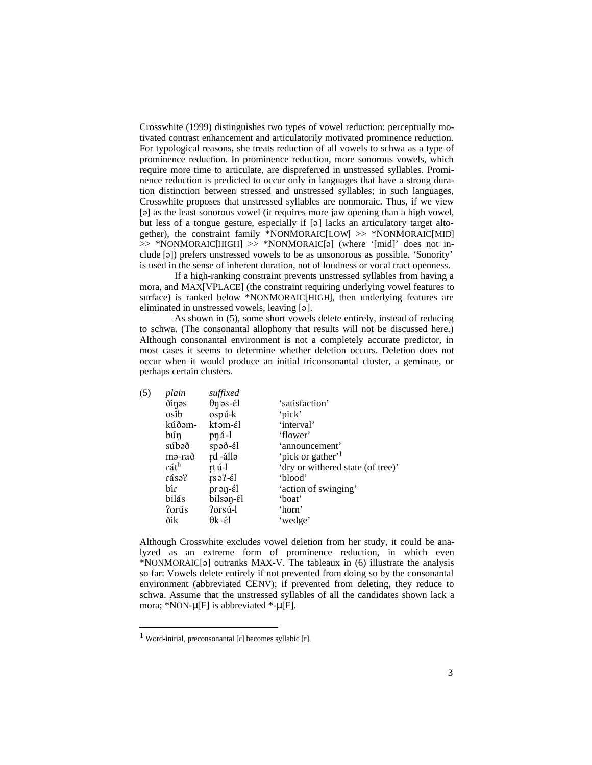Crosswhite (1999) distinguishes two types of vowel reduction: perceptually motivated contrast enhancement and articulatorily motivated prominence reduction. For typological reasons, she treats reduction of all vowels to schwa as a type of prominence reduction. In prominence reduction, more sonorous vowels, which require more time to articulate, are dispreferred in unstressed syllables. Prominence reduction is predicted to occur only in languages that have a strong duration distinction between stressed and unstressed syllables; in such languages, Crosswhite proposes that unstressed syllables are nonmoraic. Thus, if we view [ə] as the least sonorous vowel (it requires more jaw opening than a high vowel, but less of a tongue gesture, especially if [ə] lacks an articulatory target altogether), the constraint family *NONMORAIC[LOW] >> *NONMORAIC[MID] >> *NONMORAIC[HIGH] >> *NONMORAIC[ə] (where '[mid]' does not include [ə]) prefers unstressed vowels to be as unsonorous as possible. 'Sonority' is used in the sense of inherent duration, not of loudness or vocal tract openness.

If a high-ranking constraint prevents unstressed syllables from having a mora, and MAX[VPLACE] (the constraint requiring underlying vowel features to surface) is ranked below *NONMORAIC[HIGH], then underlying features are eliminated in unstressed vowels, leaving [ə].

As shown in (5), some short vowels delete entirely, instead of reducing to schwa. (The consonantal allophony that results will not be discussed here.) Although consonantal environment is not a completely accurate predictor, in most cases it seems to determine whether deletion occurs. Deletion does not occur when it would produce an initial triconsonantal cluster, a geminate, or perhaps certain clusters.

| (5) | *plain* | *suffixed* | |
|---|---|---|---|
| | ðíŋəs | θŋəs-ɛ́l | 'satisfaction' |
| | osíb | ospú-k | 'pick' |
| | kúðəm- | ktəm-ɛ́l | 'interval' |
| | búŋ | pŋá-l | 'flower' |
| | súbəð | spəð-ɛ́l | 'announcement' |
| | mə-ɾað | ɾ̩d-állə | 'pick or gather'[1] |
| | ɾátʰ | ɾ̩tú-l | 'dry or withered state (of tree)' |
| | ɾásəʔ | ɾ̩səʔ-ɛ́l | 'blood' |
| | bíɾ | pɾəŋ-ɛ́l | 'action of swinging' |
| | bilás | bilsəŋ-ɛ́l | 'boat' |
| | ʔorús | ʔoɾsú-l | 'horn' |
| | ðík | θk-ɛ́l | 'wedge' |

Although Crosswhite excludes vowel deletion from her study, it could be analyzed as an extreme form of prominence reduction, in which even *NONMORAIC[ə] outranks MAX-V. The tableaux in (6) illustrate the analysis so far: Vowels delete entirely if not prevented from doing so by the consonantal environment (abbreviated CENV); if prevented from deleting, they reduce to schwa. Assume that the unstressed syllables of all the candidates shown lack a mora; *NON-μ[F] is abbreviated *-μ[F].

---

[1] Word-initial, preconsonantal [ɾ] becomes syllabic [ɾ̩].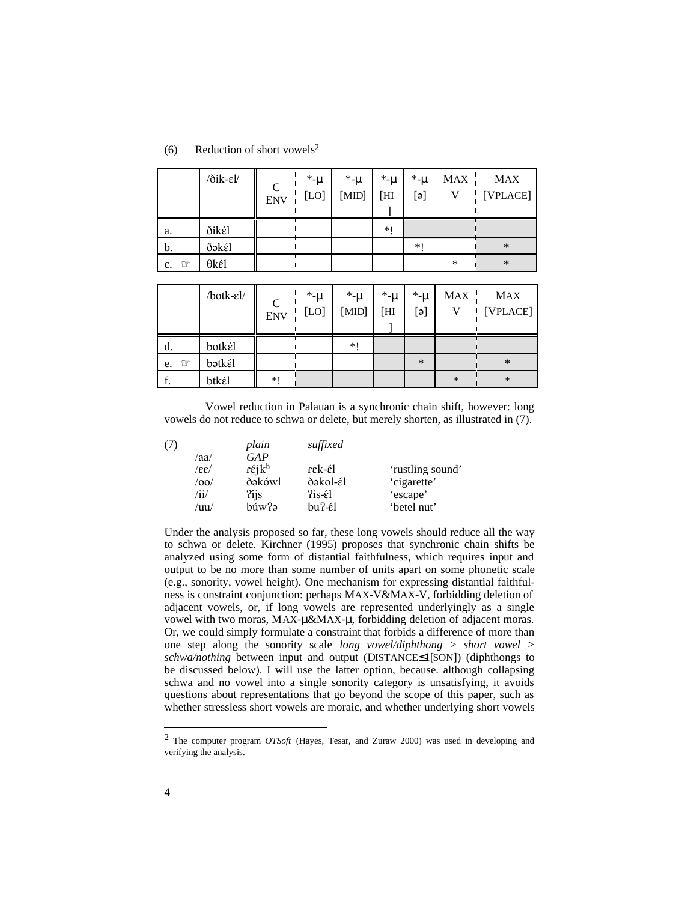(6) Reduction of short vowels[2]

| | /ðik-ɛl/ | C ENV | \*-μ [LO] | \*-μ [MID] | \*-μ [HI] | \*-μ [ə] | MAX V | MAX [VPLACE] |
|---|---|---|---|---|---|---|---|---|
| a. | ðikɛ́l | | | | \*! | | | |
| b. | ðəkɛ́l | | | | | \*! | | \* |
| c. ☞ | θkɛ́l | | | | | | \* | \* |

| | /botk-ɛl/ | C ENV | \*-μ [LO] | \*-μ [MID] | \*-μ [HI] | \*-μ [ə] | MAX V | MAX [VPLACE] |
|---|---|---|---|---|---|---|---|---|
| d. | botkɛ́l | | | \*! | | | | |
| e. ☞ | bətkɛ́l | | | | | \* | | \* |
| f. | btkɛ́l | \*! | | | | | \* | \* |

Vowel reduction in Palauan is a synchronic chain shift, however: long vowels do not reduce to schwa or delete, but merely shorten, as illustrated in (7).

(7)

| | *plain* | *suffixed* | |
|---|---|---|---|
| /aa/ | *GAP* | | |
| /ɛɛ/ | ɾɛ́jkʰ | ɾɛk-ɛ́l | 'rustling sound' |
| /oo/ | ðəkówl | ðəkol-ɛ́l | 'cigarette' |
| /ii/ | ʔijs | ʔis-ɛ́l | 'escape' |
| /uu/ | búwʔə | buʔ-ɛ́l | 'betel nut' |

Under the analysis proposed so far, these long vowels should reduce all the way to schwa or delete. Kirchner (1995) proposes that synchronic chain shifts be analyzed using some form of distantial faithfulness, which requires input and output to be no more than some number of units apart on some phonetic scale (e.g., sonority, vowel height). One mechanism for expressing distantial faithfulness is constraint conjunction: perhaps MAX-V&MAX-V, forbidding deletion of adjacent vowels, or, if long vowels are represented underlyingly as a single vowel with two moras, MAX-μ&MAX-μ, forbidding deletion of adjacent moras. Or, we could simply formulate a constraint that forbids a difference of more than one step along the sonority scale *long vowel/diphthong* > *short vowel* > *schwa/nothing* between input and output (DISTANCE≤1[SON]) (diphthongs to be discussed below). I will use the latter option, because. although collapsing schwa and no vowel into a single sonority category is unsatisfying, it avoids questions about representations that go beyond the scope of this paper, such as whether stressless short vowels are moraic, and whether underlying short vowels

[2] The computer program *OTSoft* (Hayes, Tesar, and Zuraw 2000) was used in developing and verifying the analysis.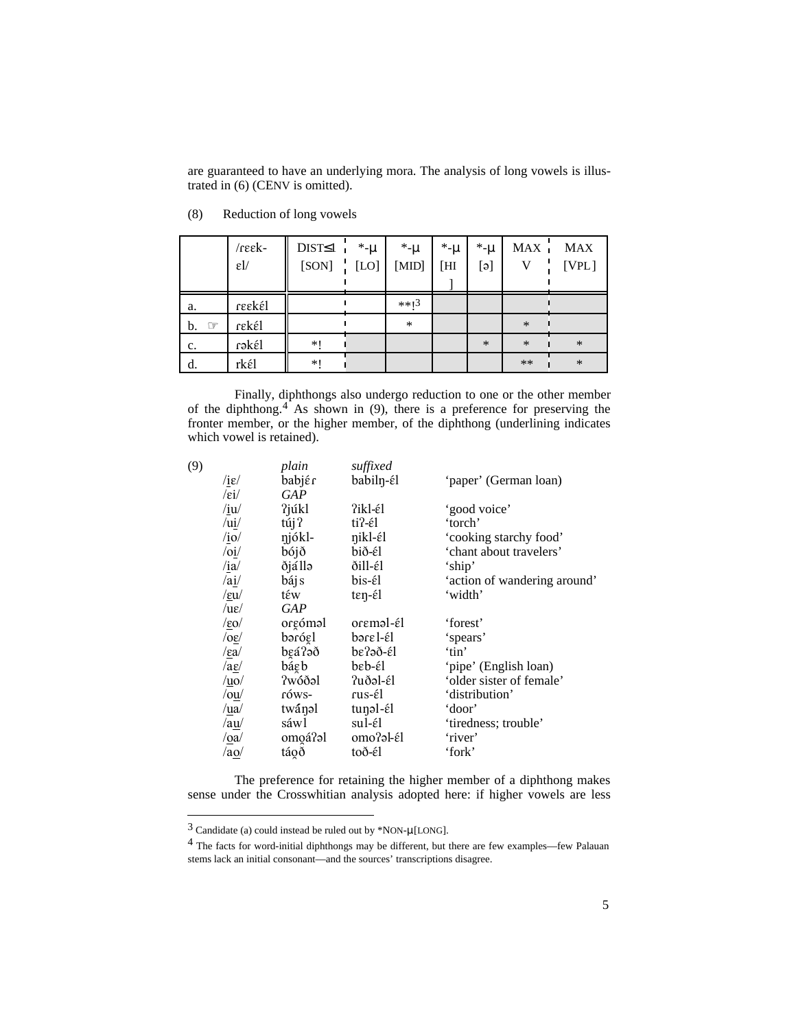are guaranteed to have an underlying mora. The analysis of long vowels is illustrated in (6) (CENV is omitted).

(8) Reduction of long vowels

| | /ɾɛɛk-ɛl/ | DIST≤1 [SON] | *-μ [LO] | *-μ [MID] | *-μ [HI] | *-μ [ə] | MAX V | MAX [VPL] |
|---|---|---|---|---|---|---|---|---|
| a. | ɾɛɛkél | | | **!³ | | | | |
| b. ☞ | ɾɛkél | | | * | | | * | |
| c. | ɾəkél | *! | | | | * | * | * |
| d. | rkél | *! | | | | | ** | * |

Finally, diphthongs also undergo reduction to one or the other member of the diphthong.[4] As shown in (9), there is a preference for preserving the fronter member, or the higher member, of the diphthong (underlining indicates which vowel is retained).

(9)

| | *plain* | *suffixed* | |
|---|---|---|---|
| /i̲ɛ/ | babjɛ́ɾ | babilŋ-ɛ́l | 'paper' (German loan) |
| /ɛi/ | *GAP* | | |
| /i̲u/ | ʔjúkl | ʔikl-ɛ́l | 'good voice' |
| /ui̲/ | túj ʔ | tiʔ-ɛ́l | 'torch' |
| /i̲o/ | ŋjókl- | ŋikl-ɛ́l | 'cooking starchy food' |
| /oi̲/ | bójð | bið-ɛ́l | 'chant about travelers' |
| /i̲a/ | ðjállə | ðill-ɛ́l | 'ship' |
| /ai̲/ | bájs | bis-ɛ́l | 'action of wandering around' |
| /ɛ̲u/ | tɛ́w | tɛŋ-ɛ́l | 'width' |
| /uɛ/ | *GAP* | | |
| /ɛ̲o/ | oɾɛ̯ómal | oɾɛmal-ɛ́l | 'forest' |
| /oɛ̲/ | bəɾóɛ̯l | bəɾɛl-ɛ́l | 'spears' |
| /ɛ̲a/ | bɛ̯áʔəð | bɛʔəð-ɛ́l | 'tin' |
| /aɛ̲/ | báɛ̯b | bɛb-ɛ́l | 'pipe' (English loan) |
| /u̲o/ | ʔwóðəl | ʔuðəl-ɛ́l | 'older sister of female' |
| /ou̲/ | ɾóws- | ɾus-ɛ́l | 'distribution' |
| /u̲a/ | twáŋəl | tuŋəl-ɛ́l | 'door' |
| /au̲/ | sáwl | sul-ɛ́l | 'tiredness; trouble' |
| /o̲a/ | omo̯áʔəl | omoʔəl-ɛ́l | 'river' |
| /ao̲/ | táo̯ð | toð-ɛ́l | 'fork' |

The preference for retaining the higher member of a diphthong makes sense under the Crosswhitian analysis adopted here: if higher vowels are less

---

[3] Candidate (a) could instead be ruled out by *NON-μ[LONG].

[4] The facts for word-initial diphthongs may be different, but there are few examples—few Palauan stems lack an initial consonant—and the sources' transcriptions disagree.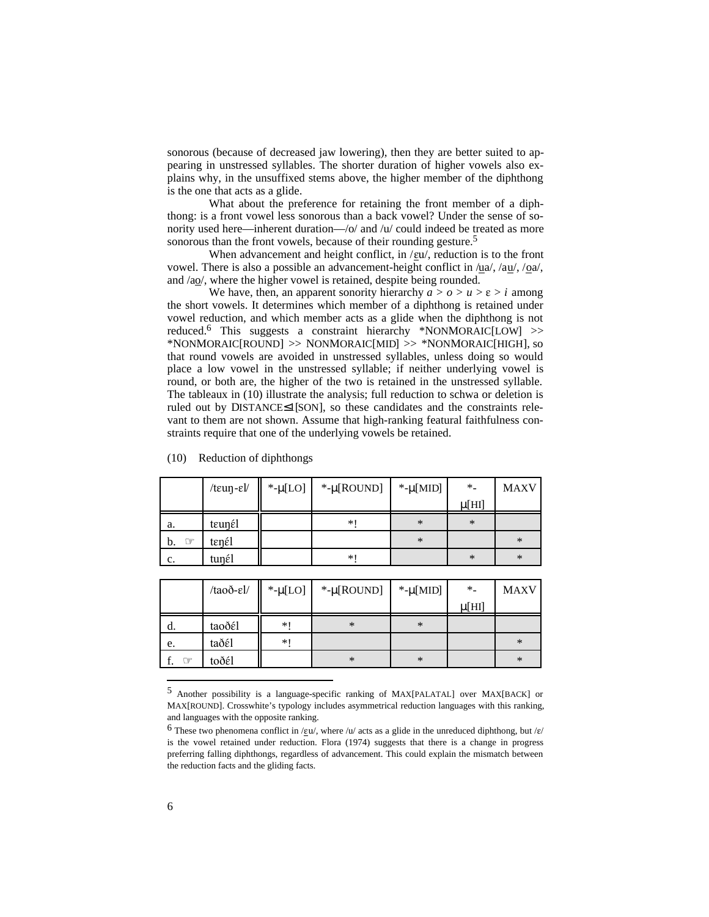sonorous (because of decreased jaw lowering), then they are better suited to appearing in unstressed syllables. The shorter duration of higher vowels also explains why, in the unsuffixed stems above, the higher member of the diphthong is the one that acts as a glide.

What about the preference for retaining the front member of a diphthong: is a front vowel less sonorous than a back vowel? Under the sense of sonority used here—inherent duration—/o/ and /u/ could indeed be treated as more sonorous than the front vowels, because of their rounding gesture.[5]

When advancement and height conflict, in /ɛ̲u/, reduction is to the front vowel. There is also a possible an advancement-height conflict in /u̲a/, /au̲/, /o̲a/, and /ao̲/, where the higher vowel is retained, despite being rounded.

We have, then, an apparent sonority hierarchy *a* > *o* > *u* > ɛ > *i* among the short vowels. It determines which member of a diphthong is retained under vowel reduction, and which member acts as a glide when the diphthong is not reduced.[6] This suggests a constraint hierarchy *NONMORAIC[LOW] >> *NONMORAIC[ROUND] >> NONMORAIC[MID] >> *NONMORAIC[HIGH], so that round vowels are avoided in unstressed syllables, unless doing so would place a low vowel in the unstressed syllable; if neither underlying vowel is round, or both are, the higher of the two is retained in the unstressed syllable. The tableaux in (10) illustrate the analysis; full reduction to schwa or deletion is ruled out by DISTANCE⊴[SON], so these candidates and the constraints relevant to them are not shown. Assume that high-ranking featural faithfulness constraints require that one of the underlying vowels be retained.

(10) Reduction of diphthongs

| | /tɛuŋ-ɛl/ | *-μ[LO] | *-μ[ROUND] | *-μ[MID] | *-μ[HI] | MAXV |
|---|---|---|---|---|---|---|
| a. | tɛuŋɛ́l | | *! | * | * | |
| b. ☞ | tɛŋɛ́l | | | * | | * |
| c. | tuŋɛ́l | | *! | | * | * |

| | /taoð-ɛl/ | *-μ[LO] | *-μ[ROUND] | *-μ[MID] | *-μ[HI] | MAXV |
|---|---|---|---|---|---|---|
| d. | taoðɛ́l | *! | * | * | | |
| e. | taðɛ́l | *! | | | | * |
| f. ☞ | toðɛ́l | | * | * | | * |

---

[5] Another possibility is a language-specific ranking of MAX[PALATAL] over MAX[BACK] or MAX[ROUND]. Crosswhite's typology includes asymmetrical reduction languages with this ranking, and languages with the opposite ranking.

[6] These two phenomena conflict in /ɛu/, where /u/ acts as a glide in the unreduced diphthong, but /ɛ/ is the vowel retained under reduction. Flora (1974) suggests that there is a change in progress preferring falling diphthongs, regardless of advancement. This could explain the mismatch between the reduction facts and the gliding facts.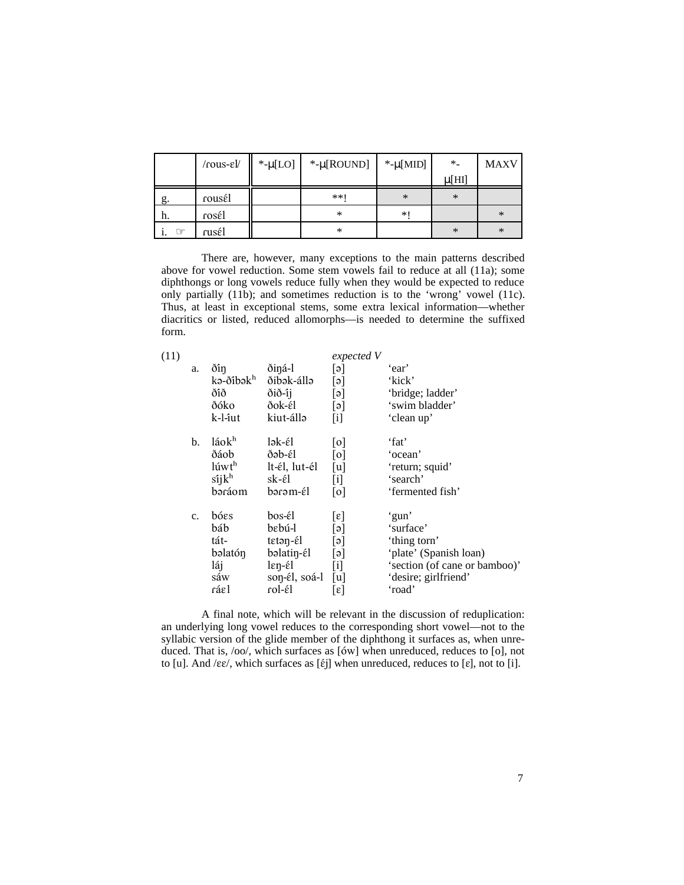| | /ɾous-ɛl/ | \*-μ[LO] | \*-μ[ROUND] | \*-μ[MID] | \*-μ[HI] | MAXV |
|---|---|---|---|---|---|---|
| g. | ɾousɛ́l | | \*\*! | \* | \* | |
| h. | ɾosɛ́l | | \* | \*! | | \* |
| i. ☞ | ɾusɛ́l | | \* | | \* | \* |

There are, however, many exceptions to the main patterns described above for vowel reduction. Some stem vowels fail to reduce at all (11a); some diphthongs or long vowels reduce fully when they would be expected to reduce only partially (11b); and sometimes reduction is to the 'wrong' vowel (11c). Thus, at least in exceptional stems, some extra lexical information—whether diacritics or listed, reduced allomorphs—is needed to determine the suffixed form.

(11)

| | | | *expected V* | |
|---|---|---|---|---|
| a. | ðíŋ | ðiŋá-l | [ə] | 'ear' |
| | kə-ðíbək[h] | ðibək-állə | [ə] | 'kick' |
| | ðíð | ðið-íj | [ə] | 'bridge; ladder' |
| | ðóko | ðok-él | [ə] | 'swim bladder' |
| | k-l-íut | kiut-állə | [i] | 'clean up' |
| b. | láok[h] | lək-ɛ́l | [o] | 'fat' |
| | ðáob | ðəb-él | [o] | 'ocean' |
| | lúwt[h] | lt-ɛ́l, lut-él | [u] | 'return; squid' |
| | síjk[h] | sk-ɛ́l | [i] | 'search' |
| | bəɾáom | bəɾəm-ɛ́l | [o] | 'fermented fish' |
| c. | bóɛs | bos-ɛ́l | [ɛ] | 'gun' |
| | báb | bɛbú-l | [ə] | 'surface' |
| | tát- | tɛtəŋ-ɛ́l | [ə] | 'thing torn' |
| | bəlatóŋ | bəlatiŋ-ɛ́l | [ə] | 'plate' (Spanish loan) |
| | láj | lɛŋ-ɛ́l | [i] | 'section (of cane or bamboo)' |
| | sáw | soŋ-ɛ́l, soá-l | [u] | 'desire; girlfriend' |
| | ɾáɛl | ɾol-ɛ́l | [ɛ] | 'road' |

A final note, which will be relevant in the discussion of reduplication: an underlying long vowel reduces to the corresponding short vowel—not to the syllabic version of the glide member of the diphthong it surfaces as, when unreduced. That is, /oo/, which surfaces as [ów] when unreduced, reduces to [o], not to [u]. And /ɛɛ/, which surfaces as [ɛ́j] when unreduced, reduces to [ɛ], not to [i].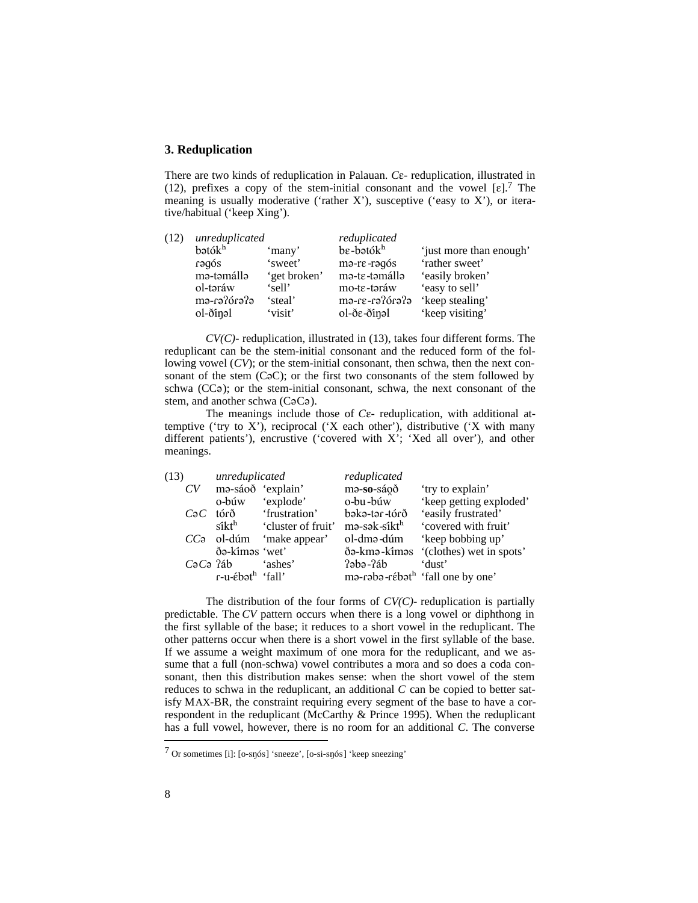## 3. Reduplication

There are two kinds of reduplication in Palauan. *C*ɛ- reduplication, illustrated in (12), prefixes a copy of the stem-initial consonant and the vowel [ɛ].[7] The meaning is usually moderative ('rather X'), susceptive ('easy to X'), or iterative/habitual ('keep Xing').

| (12) | *unreduplicated* | | *reduplicated* | |
|---|---|---|---|---|
| | bətókʰ | 'many' | bɛ-bətókʰ | 'just more than enough' |
| | ɾəgós | 'sweet' | mə-ɾɛ-ɾəgós | 'rather sweet' |
| | mə-təmállə | 'get broken' | mə-tɛ-təmállə | 'easily broken' |
| | ol-təráw | 'sell' | mo-tɛ-təráw | 'easy to sell' |
| | mə-ɾəʔóɾəʔə | 'steal' | mə-ɾɛ-ɾəʔóɾəʔə | 'keep stealing' |
| | ol-ðíŋəl | 'visit' | ol-ðɛ-ðíŋəl | 'keep visiting' |

*CV(C)*- reduplication, illustrated in (13), takes four different forms. The reduplicant can be the stem-initial consonant and the reduced form of the following vowel (*CV*); or the stem-initial consonant, then schwa, then the next consonant of the stem (CəC); or the first two consonants of the stem followed by schwa (CCə); or the stem-initial consonant, schwa, the next consonant of the stem, and another schwa (CəCə).

The meanings include those of *C*ɛ- reduplication, with additional attemptive ('try to X'), reciprocal ('X each other'), distributive ('X with many different patients'), encrustive ('covered with X'; 'Xed all over'), and other meanings.

| (13) | *unreduplicated* | | *reduplicated* | |
|---|---|---|---|---|
| *CV* | mə-sáoð | 'explain' | mə-**so**-sáo̯ð | 'try to explain' |
| | o-búw | 'explode' | o-bu-búw | 'keep getting exploded' |
| *CəC* | tóɾð | 'frustration' | bəkə-təɾ-tóɾð | 'easily frustrated' |
| | síktʰ | 'cluster of fruit' | mə-sək-síktʰ | 'covered with fruit' |
| *CCə* | ol-dúm | 'make appear' | ol-dmə-dúm | 'keep bobbing up' |
| | ðə-kíməs | 'wet' | ðə-kmə-kíməs | '(clothes) wet in spots' |
| *CəCə* | ʔáb | 'ashes' | ʔəbə-ʔáb | 'dust' |
| | ɾ-u-ébətʰ | 'fall' | mə-ɾəbə-ɾébətʰ | 'fall one by one' |

The distribution of the four forms of *CV(C)*- reduplication is partially predictable. The *CV* pattern occurs when there is a long vowel or diphthong in the first syllable of the base; it reduces to a short vowel in the reduplicant. The other patterns occur when there is a short vowel in the first syllable of the base. If we assume a weight maximum of one mora for the reduplicant, and we assume that a full (non-schwa) vowel contributes a mora and so does a coda consonant, then this distribution makes sense: when the short vowel of the stem reduces to schwa in the reduplicant, an additional *C* can be copied to better satisfy MAX-BR, the constraint requiring every segment of the base to have a correspondent in the reduplicant (McCarthy & Prince 1995). When the reduplicant has a full vowel, however, there is no room for an additional *C*. The converse

[7] Or sometimes [i]: [o-sŋós] 'sneeze', [o-si-sŋós] 'keep sneezing'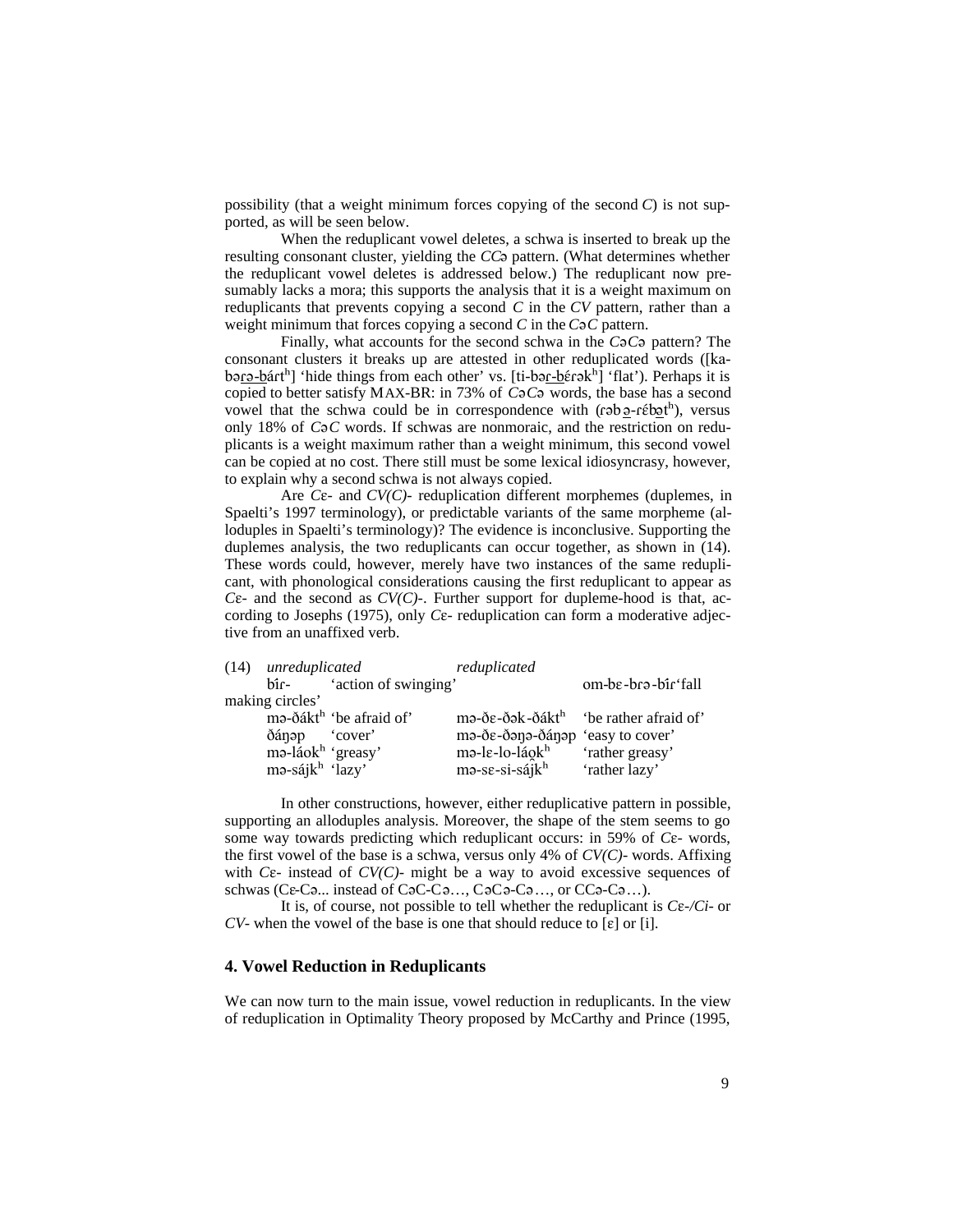possibility (that a weight minimum forces copying of the second *C*) is not supported, as will be seen below.

When the reduplicant vowel deletes, a schwa is inserted to break up the resulting consonant cluster, yielding the *CCə* pattern. (What determines whether the reduplicant vowel deletes is addressed below.) The reduplicant now presumably lacks a mora; this supports the analysis that it is a weight maximum on reduplicants that prevents copying a second *C* in the *CV* pattern, rather than a weight minimum that forces copying a second *C* in the *CəC* pattern.

Finally, what accounts for the second schwa in the *CəCə* pattern? The consonant clusters it breaks up are attested in other reduplicated words ([ka-bə<u>rə-b</u>árt^h^] 'hide things from each other' vs. [ti-bə<u>r-b</u>érək^h^] 'flat'). Perhaps it is copied to better satisfy MAX-BR: in 73% of *CəCə* words, the base has a second vowel that the schwa could be in correspondence with (rəb<u>ə</u>-réb<u>ə</u>t^h^), versus only 18% of *CəC* words. If schwas are nonmoraic, and the restriction on reduplicants is a weight maximum rather than a weight minimum, this second vowel can be copied at no cost. There still must be some lexical idiosyncrasy, however, to explain why a second schwa is not always copied.

Are *C*ɛ- and *CV(C)*- reduplication different morphemes (duplemes, in Spaelti's 1997 terminology), or predictable variants of the same morpheme (alloduples in Spaelti's terminology)? The evidence is inconclusive. Supporting the duplemes analysis, the two reduplicants can occur together, as shown in (14). These words could, however, merely have two instances of the same reduplicant, with phonological considerations causing the first reduplicant to appear as *C*ɛ- and the second as *CV(C)*-. Further support for dupleme-hood is that, according to Josephs (1975), only *C*ɛ- reduplication can form a moderative adjective from an unaffixed verb.

(14)

| *unreduplicated* | | *reduplicated* | |
|---|---|---|---|
| bír- | 'action of swinging' | om-bɛ-brə-bír | 'fall making circles' |
| mə-ðákt^h^ | 'be afraid of' | mə-ðɛ-ðək-ðákt^h^ | 'be rather afraid of' |
| ðáŋəp | 'cover' | mə-ðɛ-ðəŋə-ðáŋəp | 'easy to cover' |
| mə-láok^h^ | 'greasy' | mə-lɛ-lo-láo̯k^h^ | 'rather greasy' |
| mə-sájk^h^ | 'lazy' | mə-sɛ-si-sájk^h^ | 'rather lazy' |

In other constructions, however, either reduplicative pattern in possible, supporting an alloduples analysis. Moreover, the shape of the stem seems to go some way towards predicting which reduplicant occurs: in 59% of *C*ɛ- words, the first vowel of the base is a schwa, versus only 4% of *CV(C)*- words. Affixing with *C*ɛ- instead of *CV(C)*- might be a way to avoid excessive sequences of schwas (Cɛ-Cə... instead of CəC-Cə…, CəCə-Cə…, or CCə-Cə…).

It is, of course, not possible to tell whether the reduplicant is *C*ɛ-/*Ci*- or *CV*- when the vowel of the base is one that should reduce to [ɛ] or [i].

## 4. Vowel Reduction in Reduplicants

We can now turn to the main issue, vowel reduction in reduplicants. In the view of reduplication in Optimality Theory proposed by McCarthy and Prince (1995,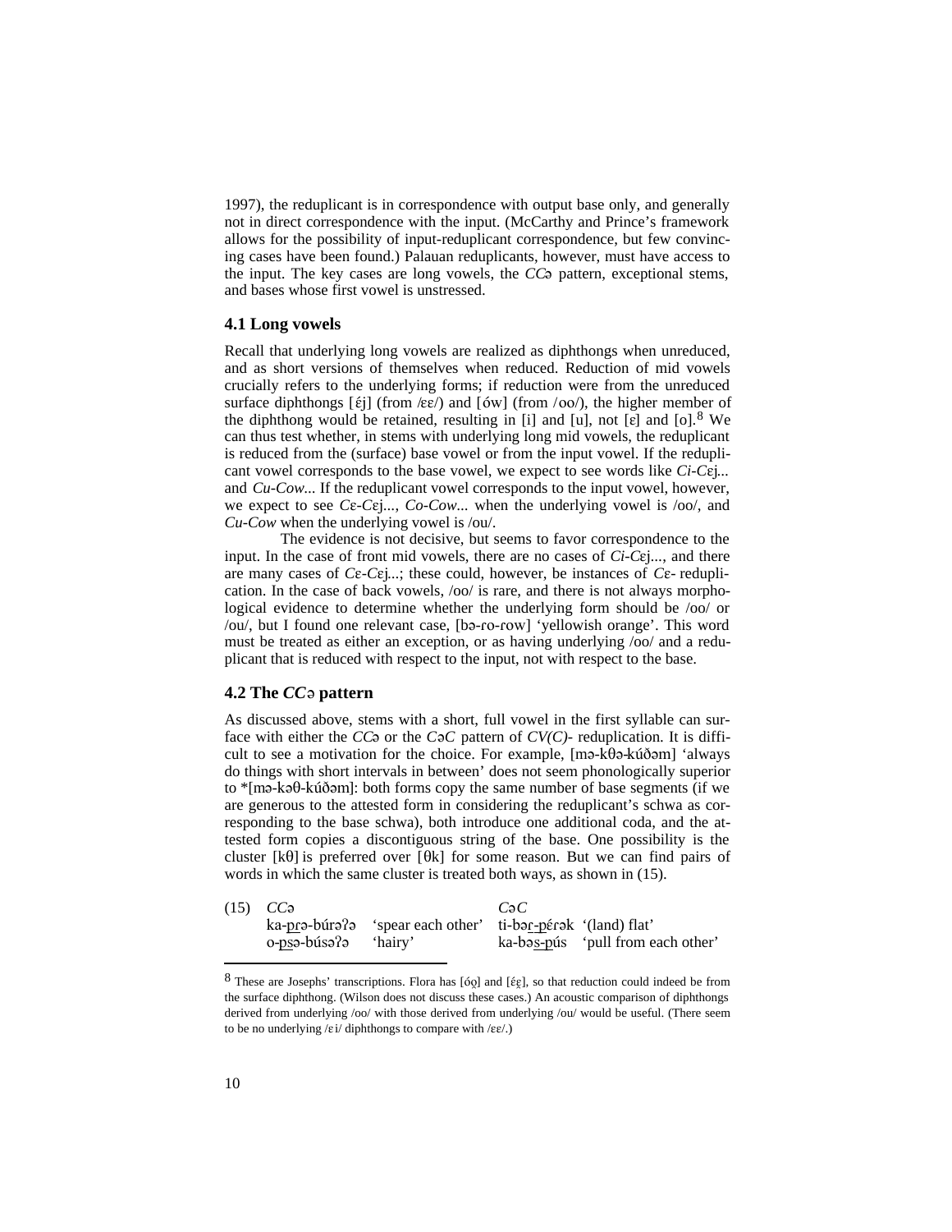1997), the reduplicant is in correspondence with output base only, and generally not in direct correspondence with the input. (McCarthy and Prince's framework allows for the possibility of input-reduplicant correspondence, but few convincing cases have been found.) Palauan reduplicants, however, must have access to the input. The key cases are long vowels, the *CC*ə pattern, exceptional stems, and bases whose first vowel is unstressed.

### 4.1 Long vowels

Recall that underlying long vowels are realized as diphthongs when unreduced, and as short versions of themselves when reduced. Reduction of mid vowels crucially refers to the underlying forms; if reduction were from the unreduced surface diphthongs [ɛ́j] (from /ɛɛ/) and [ów] (from /oo/), the higher member of the diphthong would be retained, resulting in [i] and [u], not [ɛ] and [o].[8] We can thus test whether, in stems with underlying long mid vowels, the reduplicant is reduced from the (surface) base vowel or from the input vowel. If the reduplicant vowel corresponds to the base vowel, we expect to see words like *Ci-C*ɛj... and *Cu-Cow*... If the reduplicant vowel corresponds to the input vowel, however, we expect to see *C*ɛ-*C*ɛj..., *Co-Cow*... when the underlying vowel is /oo/, and *Cu-Cow* when the underlying vowel is /ou/.

The evidence is not decisive, but seems to favor correspondence to the input. In the case of front mid vowels, there are no cases of *Ci-C*ɛj..., and there are many cases of *C*ɛ-*C*ɛj...; these could, however, be instances of *C*ɛ- reduplication. In the case of back vowels, /oo/ is rare, and there is not always morphological evidence to determine whether the underlying form should be /oo/ or /ou/, but I found one relevant case, [bə-ɾo-ɾow] 'yellowish orange'. This word must be treated as either an exception, or as having underlying /oo/ and a reduplicant that is reduced with respect to the input, not with respect to the base.

### 4.2 The *CC*ə pattern

As discussed above, stems with a short, full vowel in the first syllable can surface with either the *CC*ə or the *C*ə*C* pattern of *CV(C)*- reduplication. It is difficult to see a motivation for the choice. For example, [mə-kθə-kúðəm] 'always do things with short intervals in between' does not seem phonologically superior to *[mə-kəθ-kúðəm]: both forms copy the same number of base segments (if we are generous to the attested form in considering the reduplicant's schwa as corresponding to the base schwa), both introduce one additional coda, and the attested form copies a discontiguous string of the base. One possibility is the cluster [kθ] is preferred over [θk] for some reason. But we can find pairs of words in which the same cluster is treated both ways, as shown in (15).

(15)

| *CC*ə | | *C*ə*C* | |
|---|---|---|---|
| ka-<u>pɾ</u>ə-búɾəʔə | 'spear each other' | ti-bə<u>ɾ-p</u>ɛ́ɾək | '(land) flat' |
| o-<u>ps</u>ə-búsəʔə | 'hairy' | ka-bə<u>s-p</u>ús | 'pull from each other' |

---

[8] These are Josephs' transcriptions. Flora has [óo̯] and [ɛ́ɛ̯], so that reduction could indeed be from the surface diphthong. (Wilson does not discuss these cases.) An acoustic comparison of diphthongs derived from underlying /oo/ with those derived from underlying /ou/ would be useful. (There seem to be no underlying /ɛi/ diphthongs to compare with /ɛɛ/.)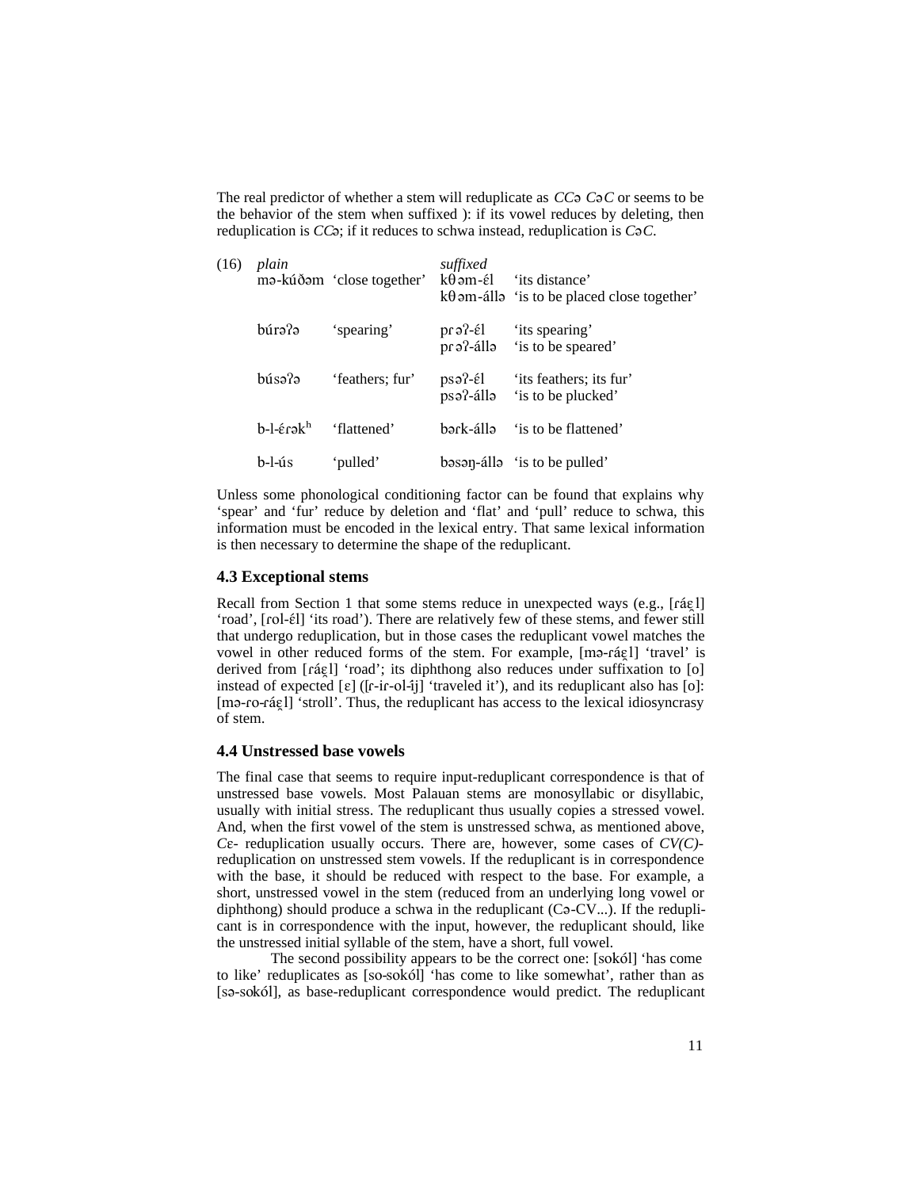The real predictor of whether a stem will reduplicate as *CC*ə *C*ə*C* or seems to be the behavior of the stem when suffixed ): if its vowel reduces by deleting, then reduplication is *CC*ə; if it reduces to schwa instead, reduplication is *C*ə*C*.

| (16) | *plain* | | *suffixed* | |
|---|---|---|---|---|
| | mə-kúðəm | 'close together' | kθəm-ɛ́l | 'its distance' |
| | | | kθəm-állə | 'is to be placed close together' |
| | búrəʔə | 'spearing' | prəʔ-ɛ́l | 'its spearing' |
| | | | prəʔ-állə | 'is to be speared' |
| | búsəʔə | 'feathers; fur' | psəʔ-ɛ́l | 'its feathers; its fur' |
| | | | psəʔ-állə | 'is to be plucked' |
| | b-l-ɛ́ɾəkʰ | 'flattened' | bəɾk-állə | 'is to be flattened' |
| | b-l-ús | 'pulled' | bəsəŋ-állə | 'is to be pulled' |

Unless some phonological conditioning factor can be found that explains why 'spear' and 'fur' reduce by deletion and 'flat' and 'pull' reduce to schwa, this information must be encoded in the lexical entry. That same lexical information is then necessary to determine the shape of the reduplicant.

### 4.3 Exceptional stems

Recall from Section 1 that some stems reduce in unexpected ways (e.g., [ɾáɛ̯l] 'road', [ɾol-ɛ́l] 'its road'). There are relatively few of these stems, and fewer still that undergo reduplication, but in those cases the reduplicant vowel matches the vowel in other reduced forms of the stem. For example, [mə-ɾáɛ̯l] 'travel' is derived from [ɾáɛ̯l] 'road'; its diphthong also reduces under suffixation to [o] instead of expected [ɛ] ([ɾ-iɾ-ol-ij] 'traveled it'), and its reduplicant also has [o]: [mə-ɾo-ɾáɛ̯l] 'stroll'. Thus, the reduplicant has access to the lexical idiosyncrasy of stem.

### 4.4 Unstressed base vowels

The final case that seems to require input-reduplicant correspondence is that of unstressed base vowels. Most Palauan stems are monosyllabic or disyllabic, usually with initial stress. The reduplicant thus usually copies a stressed vowel. And, when the first vowel of the stem is unstressed schwa, as mentioned above, *C*ɛ- reduplication usually occurs. There are, however, some cases of *CV(C)*-reduplication on unstressed stem vowels. If the reduplicant is in correspondence with the base, it should be reduced with respect to the base. For example, a short, unstressed vowel in the stem (reduced from an underlying long vowel or diphthong) should produce a schwa in the reduplicant (Cə-CV...). If the reduplicant is in correspondence with the input, however, the reduplicant should, like the unstressed initial syllable of the stem, have a short, full vowel.

The second possibility appears to be the correct one: [sokól] 'has come to like' reduplicates as [so-sokól] 'has come to like somewhat', rather than as [sə-sokól], as base-reduplicant correspondence would predict. The reduplicant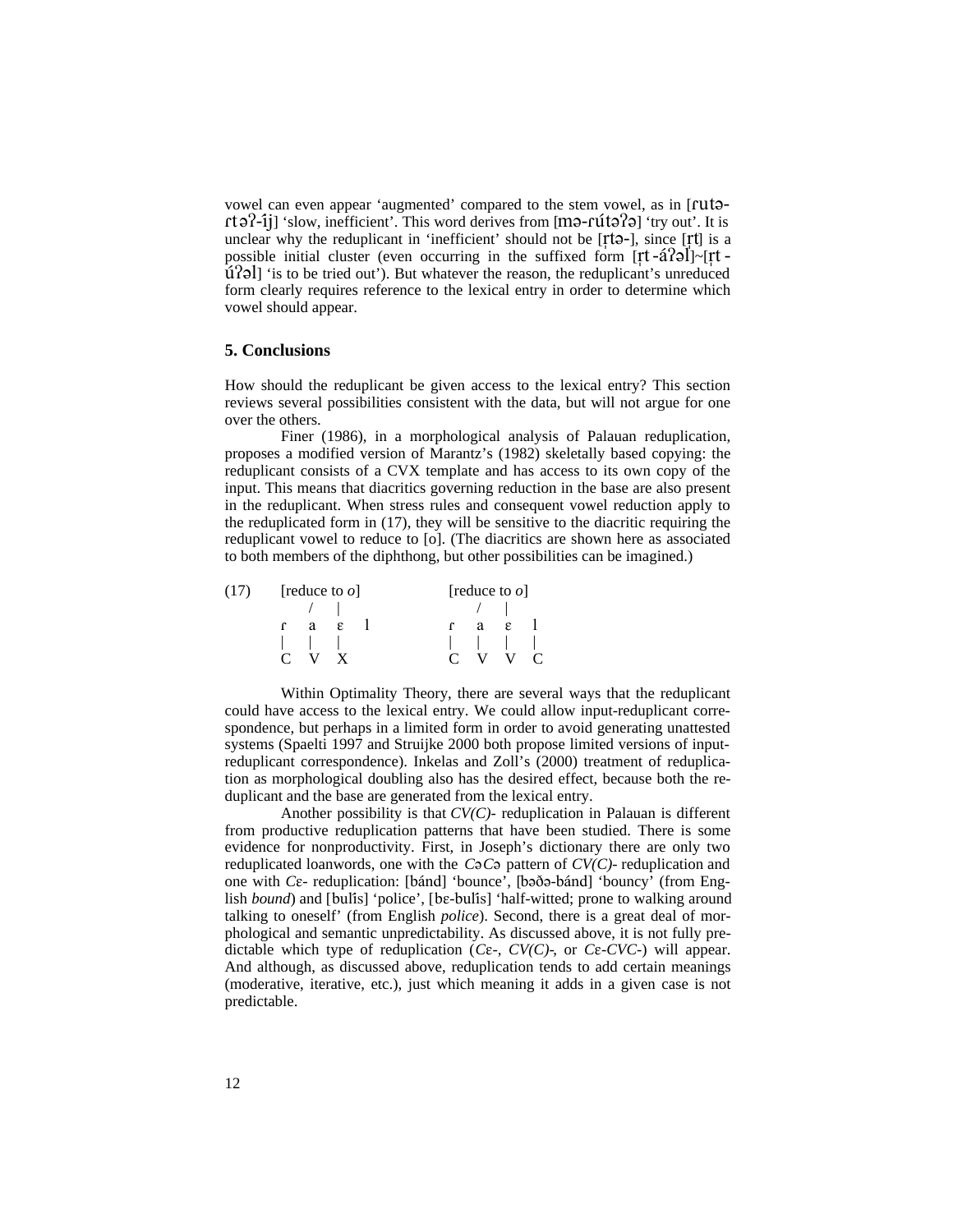vowel can even appear 'augmented' compared to the stem vowel, as in [ɾutə-ɾtəʔ-íj] 'slow, inefficient'. This word derives from [mə-ɾútəʔə] 'try out'. It is unclear why the reduplicant in 'inefficient' should not be [ɾ̩tə-], since [ɾ̩t] is a possible initial cluster (even occurring in the suffixed form [ɾ̩t-áʔəl]~[ɾ̩t-úʔəl] 'is to be tried out'). But whatever the reason, the reduplicant's unreduced form clearly requires reference to the lexical entry in order to determine which vowel should appear.

## 5. Conclusions

How should the reduplicant be given access to the lexical entry? This section reviews several possibilities consistent with the data, but will not argue for one over the others.

Finer (1986), in a morphological analysis of Palauan reduplication, proposes a modified version of Marantz's (1982) skeletally based copying: the reduplicant consists of a CVX template and has access to its own copy of the input. This means that diacritics governing reduction in the base are also present in the reduplicant. When stress rules and consequent vowel reduction apply to the reduplicated form in (17), they will be sensitive to the diacritic requiring the reduplicant vowel to reduce to [o]. (The diacritics are shown here as associated to both members of the diphthong, but other possibilities can be imagined.)

```
(17)    [reduce to o]           [reduce to o]
            /   |                    /   |
        ɾ   a   ɛ   l            ɾ   a   ɛ   l
        |   |   |                |   |   |   |
        C   V   X                C   V   V   C
```

Within Optimality Theory, there are several ways that the reduplicant could have access to the lexical entry. We could allow input-reduplicant correspondence, but perhaps in a limited form in order to avoid generating unattested systems (Spaelti 1997 and Struijke 2000 both propose limited versions of input-reduplicant correspondence). Inkelas and Zoll's (2000) treatment of reduplication as morphological doubling also has the desired effect, because both the reduplicant and the base are generated from the lexical entry.

Another possibility is that *CV(C)*- reduplication in Palauan is different from productive reduplication patterns that have been studied. There is some evidence for nonproductivity. First, in Joseph's dictionary there are only two reduplicated loanwords, one with the *CəCə* pattern of *CV(C)*- reduplication and one with *C*ɛ- reduplication: [bánd] 'bounce', [bəðə-bánd] 'bouncy' (from English *bound*) and [bulís] 'police', [bɛ-bulís] 'half-witted; prone to walking around talking to oneself' (from English *police*). Second, there is a great deal of morphological and semantic unpredictability. As discussed above, it is not fully predictable which type of reduplication (*C*ɛ-, *CV(C)*-, or *C*ɛ-*CVC*-) will appear. And although, as discussed above, reduplication tends to add certain meanings (moderative, iterative, etc.), just which meaning it adds in a given case is not predictable.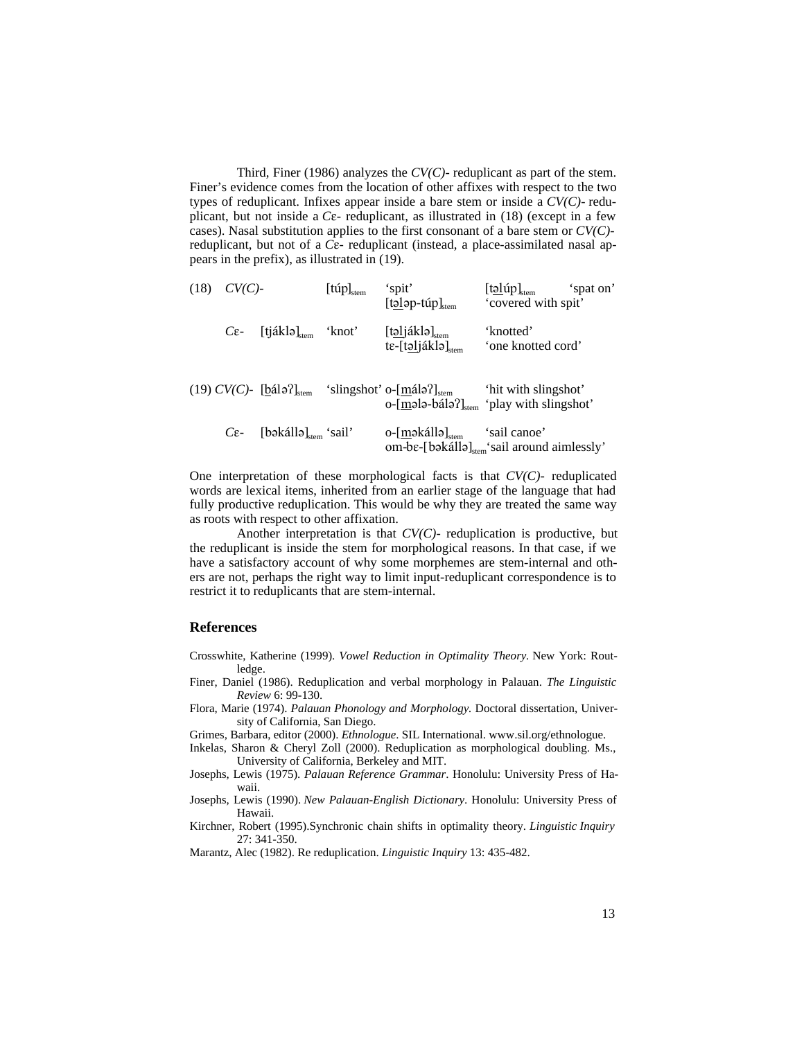Third, Finer (1986) analyzes the *CV(C)-* reduplicant as part of the stem. Finer's evidence comes from the location of other affixes with respect to the two types of reduplicant. Infixes appear inside a bare stem or inside a *CV(C)-* reduplicant, but not inside a *C*ɛ- reduplicant, as illustrated in (18) (except in a few cases). Nasal substitution applies to the first consonant of a bare stem or *CV(C)-* reduplicant, but not of a *C*ɛ- reduplicant (instead, a place-assimilated nasal appears in the prefix), as illustrated in (19).

| | | | | | |
|---|---|---|---|---|---|
| (18) | *CV(C)-* | [túp]$_{stem}$ 'spit' | | [tə̲l̲úp]$_{stem}$ | 'spat on' |
| | | | | [tə̲l̲əp-túp]$_{stem}$ | 'covered with spit' |
| | *C*ɛ- | [tjáklə]$_{stem}$ | 'knot' | [tə̲l̲jáklə]$_{stem}$ | 'knotted' |
| | | | | tɛ-[tə̲l̲jáklə]$_{stem}$ | 'one knotted cord' |

| | | | | | |
|---|---|---|---|---|---|
| (19) | *CV(C)-* | [b̲áləʔ]$_{stem}$ | 'slingshot' | o-[m̲áləʔ]$_{stem}$ | 'hit with slingshot' |
| | | | | o-[m̲ələ-báləʔ]$_{stem}$ | 'play with slingshot' |
| | *C*ɛ- | [bəkállə]$_{stem}$ | 'sail' | o-[m̲əkállə]$_{stem}$ | 'sail canoe' |
| | | | | om-bɛ-[bəkállə]$_{stem}$ | 'sail around aimlessly' |

One interpretation of these morphological facts is that *CV(C)-* reduplicated words are lexical items, inherited from an earlier stage of the language that had fully productive reduplication. This would be why they are treated the same way as roots with respect to other affixation.

Another interpretation is that *CV(C)-* reduplication is productive, but the reduplicant is inside the stem for morphological reasons. In that case, if we have a satisfactory account of why some morphemes are stem-internal and others are not, perhaps the right way to limit input-reduplicant correspondence is to restrict it to reduplicants that are stem-internal.

## References

Crosswhite, Katherine (1999). *Vowel Reduction in Optimality Theory*. New York: Routledge.

Finer, Daniel (1986). Reduplication and verbal morphology in Palauan. *The Linguistic Review* 6: 99-130.

Flora, Marie (1974). *Palauan Phonology and Morphology*. Doctoral dissertation, University of California, San Diego.

Grimes, Barbara, editor (2000). *Ethnologue*. SIL International. www.sil.org/ethnologue.

Inkelas, Sharon & Cheryl Zoll (2000). Reduplication as morphological doubling. Ms., University of California, Berkeley and MIT.

Josephs, Lewis (1975). *Palauan Reference Grammar*. Honolulu: University Press of Hawaii.

Josephs, Lewis (1990). *New Palauan-English Dictionary*. Honolulu: University Press of Hawaii.

Kirchner, Robert (1995).Synchronic chain shifts in optimality theory. *Linguistic Inquiry* 27: 341-350.

Marantz, Alec (1982). Re reduplication. *Linguistic Inquiry* 13: 435-482.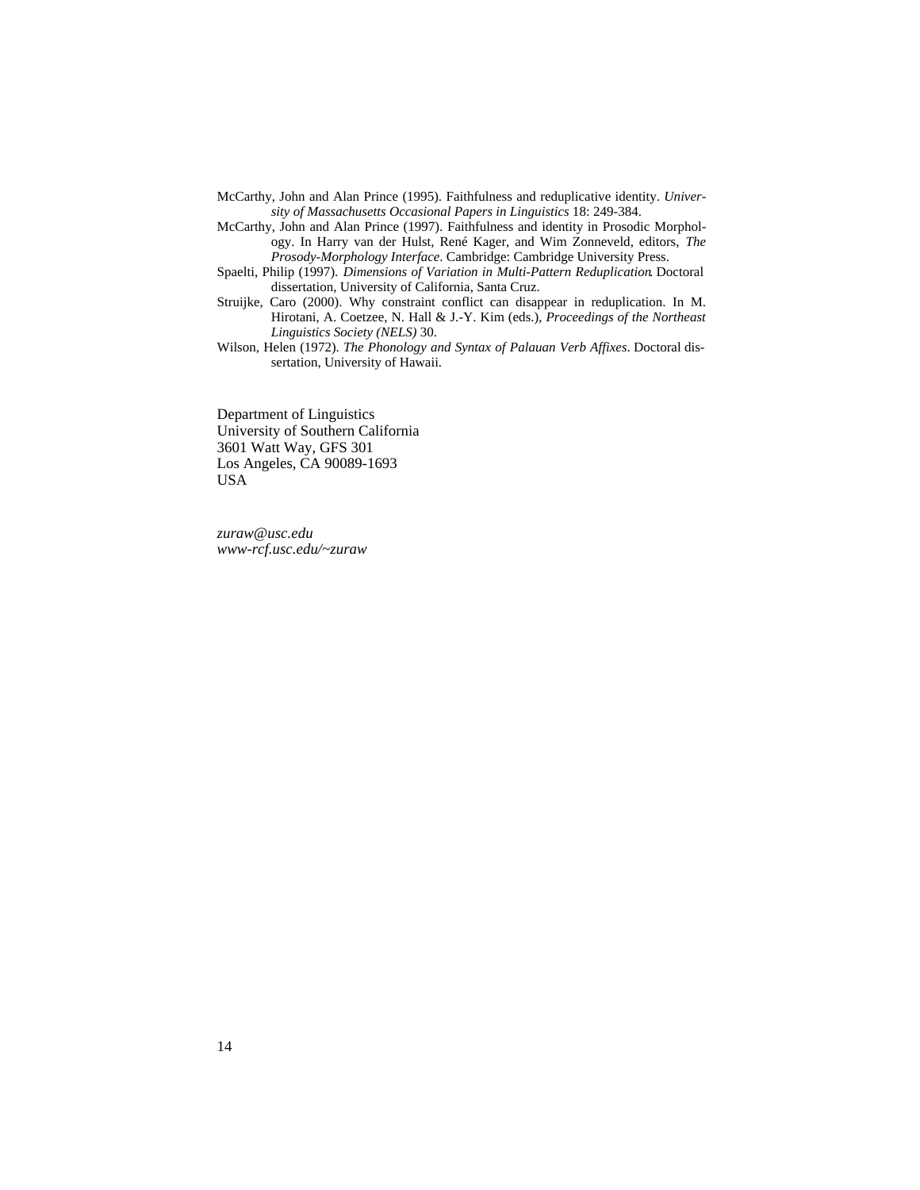McCarthy, John and Alan Prince (1995). Faithfulness and reduplicative identity. *University of Massachusetts Occasional Papers in Linguistics* 18: 249-384.

McCarthy, John and Alan Prince (1997). Faithfulness and identity in Prosodic Morphology. In Harry van der Hulst, René Kager, and Wim Zonneveld, editors, *The Prosody-Morphology Interface*. Cambridge: Cambridge University Press.

Spaelti, Philip (1997). *Dimensions of Variation in Multi-Pattern Reduplication*. Doctoral dissertation, University of California, Santa Cruz.

Struijke, Caro (2000). Why constraint conflict can disappear in reduplication. In M. Hirotani, A. Coetzee, N. Hall & J.-Y. Kim (eds.), *Proceedings of the Northeast Linguistics Society (NELS)* 30.

Wilson, Helen (1972). *The Phonology and Syntax of Palauan Verb Affixes*. Doctoral dissertation, University of Hawaii.

Department of Linguistics
University of Southern California
3601 Watt Way, GFS 301
Los Angeles, CA 90089-1693
USA

*zuraw@usc.edu*
*www-rcf.usc.edu/~zuraw*